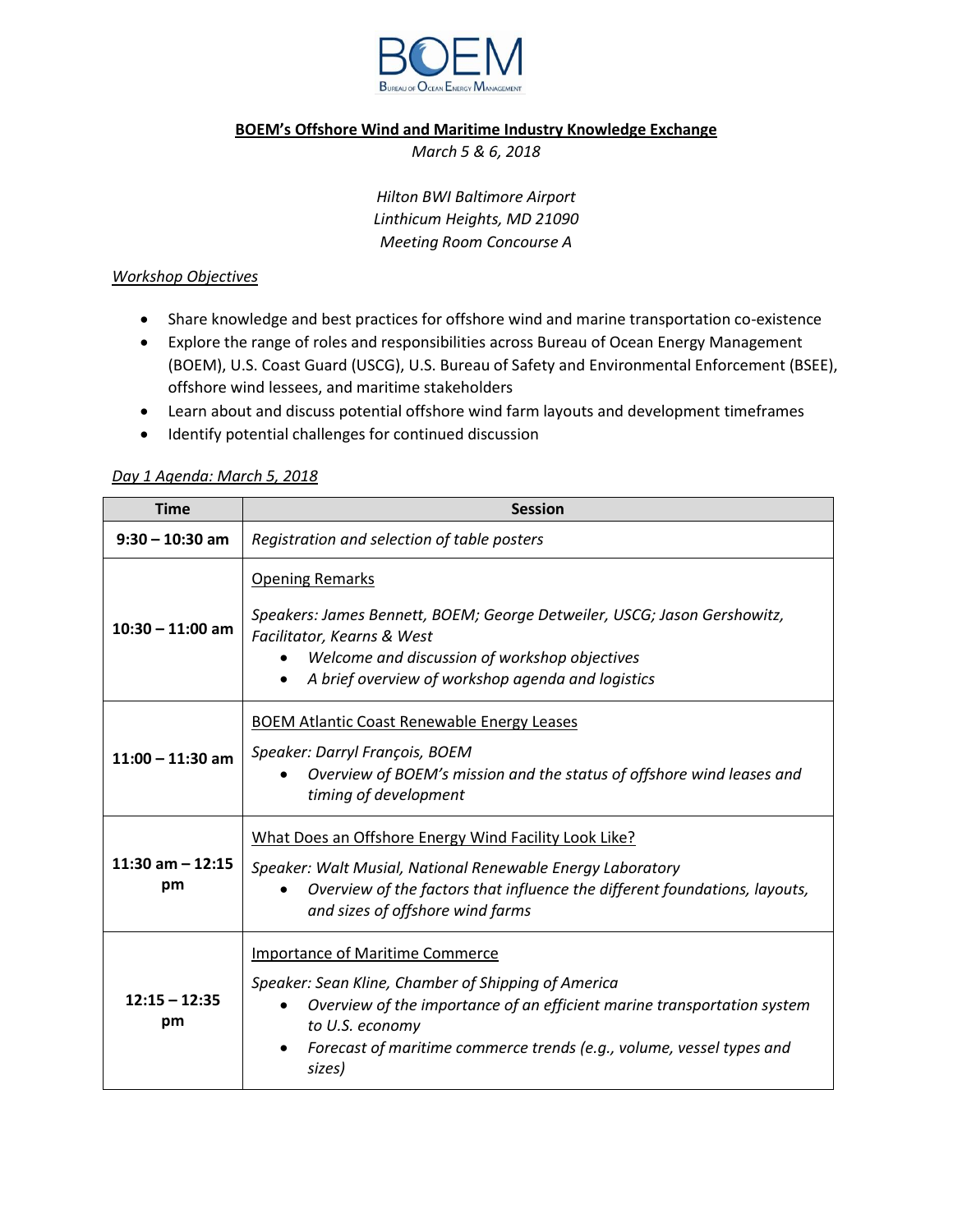**BOEM's Offshore Wind and Maritime Industry Knowledge Exchange**

*March 5 & 6, 2018*

*Hilton BWI Baltimore Airport*
*Linthicum Heights, MD 21090*
*Meeting Room Concourse A*

## Workshop Objectives

- Share knowledge and best practices for offshore wind and marine transportation co-existence
- Explore the range of roles and responsibilities across Bureau of Ocean Energy Management (BOEM), U.S. Coast Guard (USCG), U.S. Bureau of Safety and Environmental Enforcement (BSEE), offshore wind lessees, and maritime stakeholders
- Learn about and discuss potential offshore wind farm layouts and development timeframes
- Identify potential challenges for continued discussion

## Day 1 Agenda: March 5, 2018

| Time | Session |
|---|---|
| **9:30 – 10:30 am** | *Registration and selection of table posters* |
| **10:30 – 11:00 am** | Opening Remarks<br><br>*Speakers: James Bennett, BOEM; George Detweiler, USCG; Jason Gershowitz, Facilitator, Kearns & West*<br>• *Welcome and discussion of workshop objectives*<br>• *A brief overview of workshop agenda and logistics* |
| **11:00 – 11:30 am** | BOEM Atlantic Coast Renewable Energy Leases<br><br>*Speaker: Darryl François, BOEM*<br>• *Overview of BOEM's mission and the status of offshore wind leases and timing of development* |
| **11:30 am – 12:15 pm** | What Does an Offshore Energy Wind Facility Look Like?<br><br>*Speaker: Walt Musial, National Renewable Energy Laboratory*<br>• *Overview of the factors that influence the different foundations, layouts, and sizes of offshore wind farms* |
| **12:15 – 12:35 pm** | Importance of Maritime Commerce<br><br>*Speaker: Sean Kline, Chamber of Shipping of America*<br>• *Overview of the importance of an efficient marine transportation system to U.S. economy*<br>• *Forecast of maritime commerce trends (e.g., volume, vessel types and sizes)* |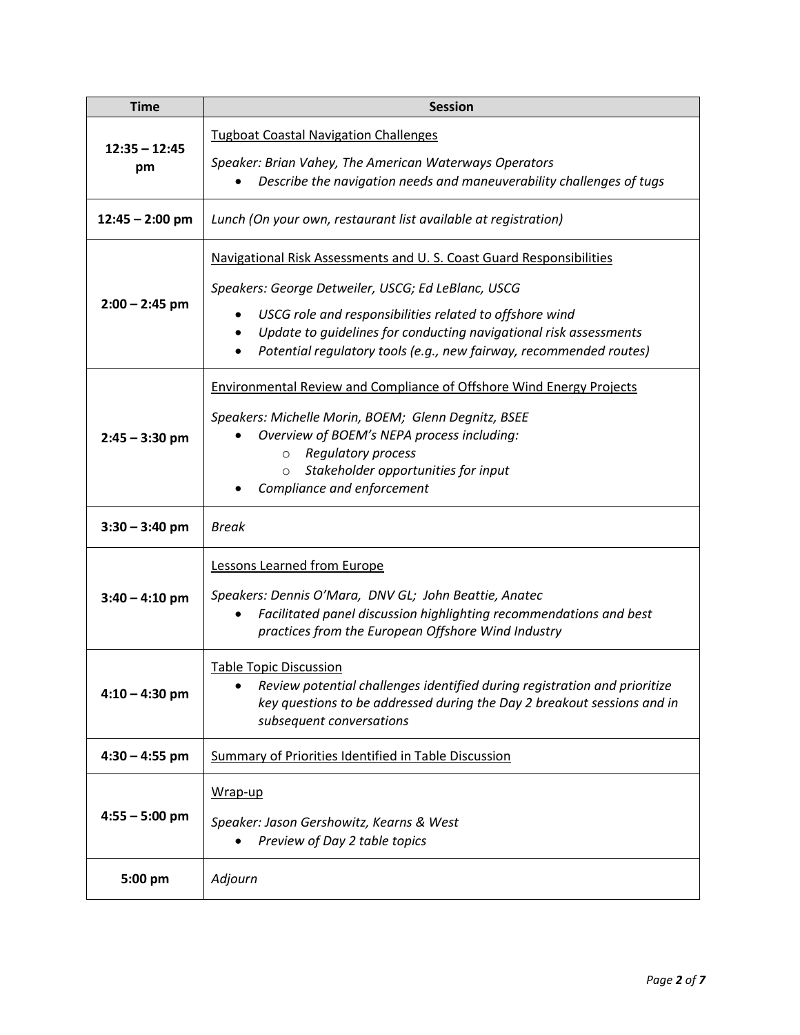| Time | Session |
| --- | --- |
| **12:35 – 12:45 pm** | Tugboat Coastal Navigation Challenges<br><br>*Speaker: Brian Vahey, The American Waterways Operators*<br>• *Describe the navigation needs and maneuverability challenges of tugs* |
| **12:45 – 2:00 pm** | *Lunch (On your own, restaurant list available at registration)* |
| **2:00 – 2:45 pm** | Navigational Risk Assessments and U. S. Coast Guard Responsibilities<br><br>*Speakers: George Detweiler, USCG; Ed LeBlanc, USCG*<br>• *USCG role and responsibilities related to offshore wind*<br>• *Update to guidelines for conducting navigational risk assessments*<br>• *Potential regulatory tools (e.g., new fairway, recommended routes)* |
| **2:45 – 3:30 pm** | Environmental Review and Compliance of Offshore Wind Energy Projects<br><br>*Speakers: Michelle Morin, BOEM; Glenn Degnitz, BSEE*<br>• *Overview of BOEM's NEPA process including:*<br>&nbsp;&nbsp;&nbsp;&nbsp;o *Regulatory process*<br>&nbsp;&nbsp;&nbsp;&nbsp;o *Stakeholder opportunities for input*<br>• *Compliance and enforcement* |
| **3:30 – 3:40 pm** | *Break* |
| **3:40 – 4:10 pm** | Lessons Learned from Europe<br><br>*Speakers: Dennis O'Mara, DNV GL; John Beattie, Anatec*<br>• *Facilitated panel discussion highlighting recommendations and best practices from the European Offshore Wind Industry* |
| **4:10 – 4:30 pm** | Table Topic Discussion<br>• *Review potential challenges identified during registration and prioritize key questions to be addressed during the Day 2 breakout sessions and in subsequent conversations* |
| **4:30 – 4:55 pm** | Summary of Priorities Identified in Table Discussion |
| **4:55 – 5:00 pm** | Wrap-up<br><br>*Speaker: Jason Gershowitz, Kearns & West*<br>• *Preview of Day 2 table topics* |
| **5:00 pm** | *Adjourn* |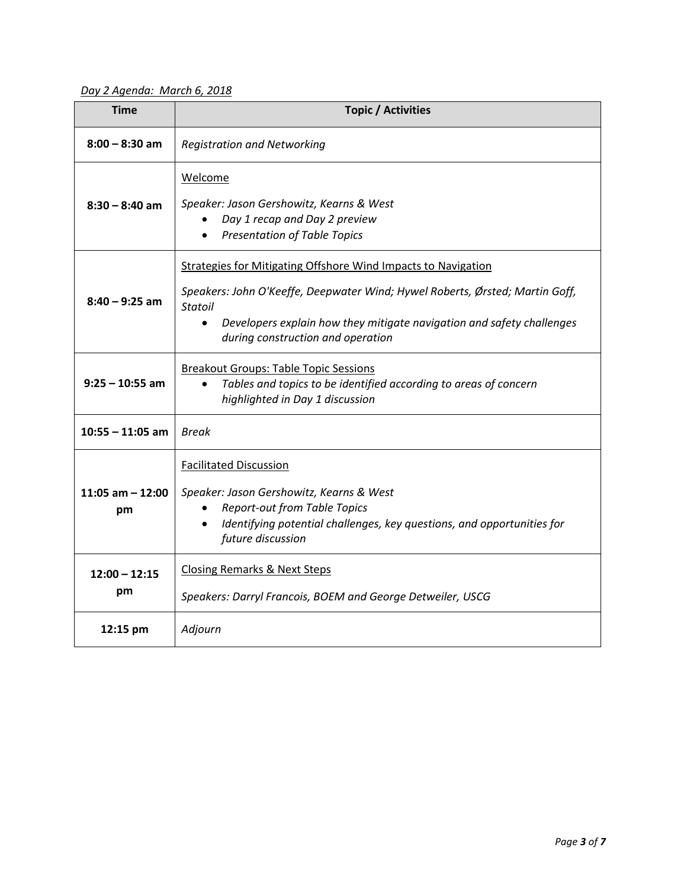*Day 2 Agenda: March 6, 2018*

| Time | Topic / Activities |
|---|---|
| **8:00 – 8:30 am** | *Registration and Networking* |
| **8:30 – 8:40 am** | Welcome<br><br>*Speaker: Jason Gershowitz, Kearns & West*<br>• *Day 1 recap and Day 2 preview*<br>• *Presentation of Table Topics* |
| **8:40 – 9:25 am** | Strategies for Mitigating Offshore Wind Impacts to Navigation<br><br>*Speakers: John O'Keeffe, Deepwater Wind; Hywel Roberts, Ørsted; Martin Goff, Statoil*<br>• *Developers explain how they mitigate navigation and safety challenges during construction and operation* |
| **9:25 – 10:55 am** | Breakout Groups: Table Topic Sessions<br>• *Tables and topics to be identified according to areas of concern highlighted in Day 1 discussion* |
| **10:55 – 11:05 am** | *Break* |
| **11:05 am – 12:00 pm** | Facilitated Discussion<br><br>*Speaker: Jason Gershowitz, Kearns & West*<br>• *Report-out from Table Topics*<br>• *Identifying potential challenges, key questions, and opportunities for future discussion* |
| **12:00 – 12:15 pm** | Closing Remarks & Next Steps<br><br>*Speakers: Darryl Francois, BOEM and George Detweiler, USCG* |
| **12:15 pm** | *Adjourn* |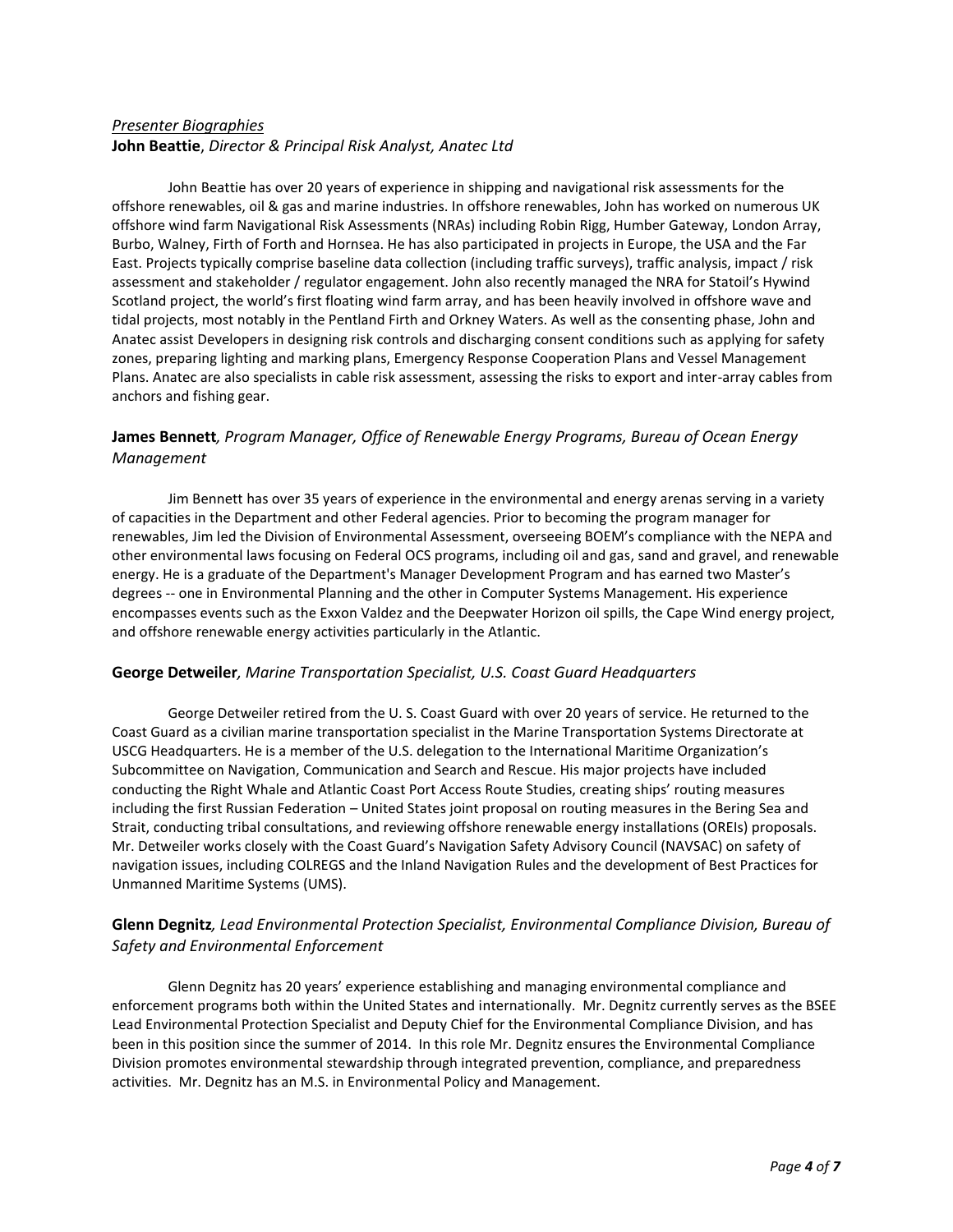*Presenter Biographies*

**John Beattie**, *Director & Principal Risk Analyst, Anatec Ltd*

John Beattie has over 20 years of experience in shipping and navigational risk assessments for the offshore renewables, oil & gas and marine industries. In offshore renewables, John has worked on numerous UK offshore wind farm Navigational Risk Assessments (NRAs) including Robin Rigg, Humber Gateway, London Array, Burbo, Walney, Firth of Forth and Hornsea. He has also participated in projects in Europe, the USA and the Far East. Projects typically comprise baseline data collection (including traffic surveys), traffic analysis, impact / risk assessment and stakeholder / regulator engagement. John also recently managed the NRA for Statoil's Hywind Scotland project, the world's first floating wind farm array, and has been heavily involved in offshore wave and tidal projects, most notably in the Pentland Firth and Orkney Waters. As well as the consenting phase, John and Anatec assist Developers in designing risk controls and discharging consent conditions such as applying for safety zones, preparing lighting and marking plans, Emergency Response Cooperation Plans and Vessel Management Plans. Anatec are also specialists in cable risk assessment, assessing the risks to export and inter-array cables from anchors and fishing gear.

**James Bennett**, *Program Manager, Office of Renewable Energy Programs, Bureau of Ocean Energy Management*

Jim Bennett has over 35 years of experience in the environmental and energy arenas serving in a variety of capacities in the Department and other Federal agencies. Prior to becoming the program manager for renewables, Jim led the Division of Environmental Assessment, overseeing BOEM's compliance with the NEPA and other environmental laws focusing on Federal OCS programs, including oil and gas, sand and gravel, and renewable energy. He is a graduate of the Department's Manager Development Program and has earned two Master's degrees -- one in Environmental Planning and the other in Computer Systems Management. His experience encompasses events such as the Exxon Valdez and the Deepwater Horizon oil spills, the Cape Wind energy project, and offshore renewable energy activities particularly in the Atlantic.

**George Detweiler**, *Marine Transportation Specialist, U.S. Coast Guard Headquarters*

George Detweiler retired from the U. S. Coast Guard with over 20 years of service. He returned to the Coast Guard as a civilian marine transportation specialist in the Marine Transportation Systems Directorate at USCG Headquarters. He is a member of the U.S. delegation to the International Maritime Organization's Subcommittee on Navigation, Communication and Search and Rescue. His major projects have included conducting the Right Whale and Atlantic Coast Port Access Route Studies, creating ships' routing measures including the first Russian Federation – United States joint proposal on routing measures in the Bering Sea and Strait, conducting tribal consultations, and reviewing offshore renewable energy installations (OREIs) proposals. Mr. Detweiler works closely with the Coast Guard's Navigation Safety Advisory Council (NAVSAC) on safety of navigation issues, including COLREGS and the Inland Navigation Rules and the development of Best Practices for Unmanned Maritime Systems (UMS).

**Glenn Degnitz**, *Lead Environmental Protection Specialist, Environmental Compliance Division, Bureau of Safety and Environmental Enforcement*

Glenn Degnitz has 20 years' experience establishing and managing environmental compliance and enforcement programs both within the United States and internationally. Mr. Degnitz currently serves as the BSEE Lead Environmental Protection Specialist and Deputy Chief for the Environmental Compliance Division, and has been in this position since the summer of 2014. In this role Mr. Degnitz ensures the Environmental Compliance Division promotes environmental stewardship through integrated prevention, compliance, and preparedness activities. Mr. Degnitz has an M.S. in Environmental Policy and Management.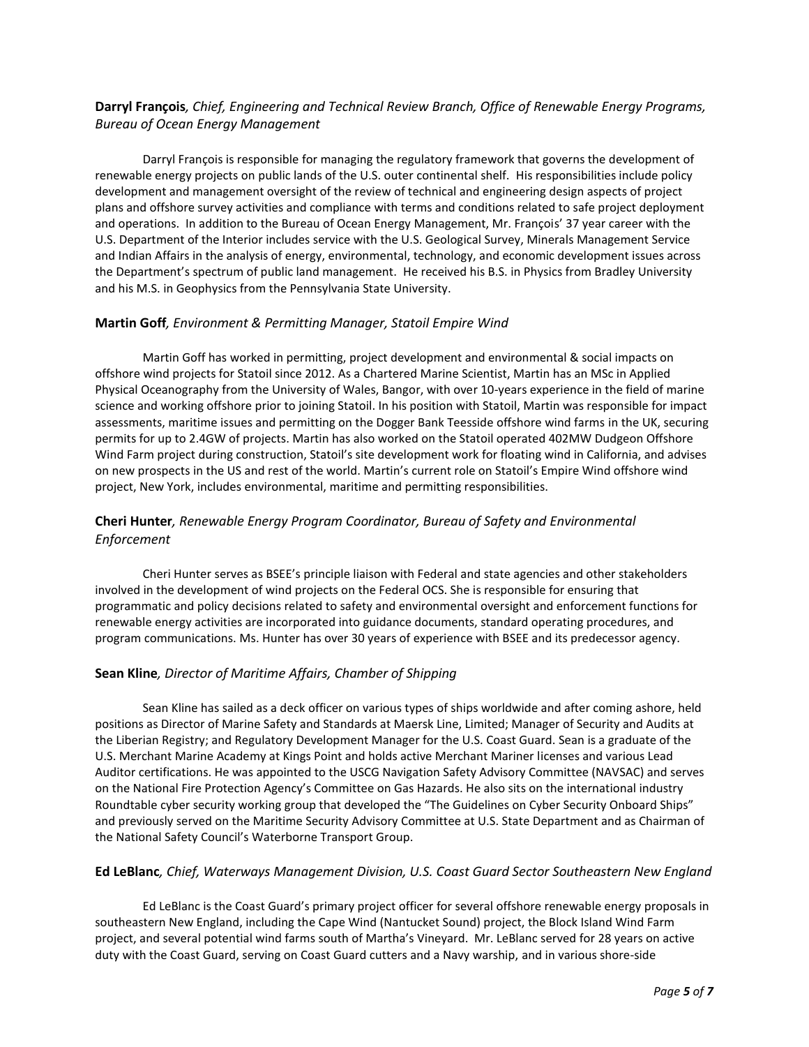**Darryl François**, *Chief, Engineering and Technical Review Branch, Office of Renewable Energy Programs, Bureau of Ocean Energy Management*

Darryl François is responsible for managing the regulatory framework that governs the development of renewable energy projects on public lands of the U.S. outer continental shelf. His responsibilities include policy development and management oversight of the review of technical and engineering design aspects of project plans and offshore survey activities and compliance with terms and conditions related to safe project deployment and operations. In addition to the Bureau of Ocean Energy Management, Mr. François' 37 year career with the U.S. Department of the Interior includes service with the U.S. Geological Survey, Minerals Management Service and Indian Affairs in the analysis of energy, environmental, technology, and economic development issues across the Department's spectrum of public land management. He received his B.S. in Physics from Bradley University and his M.S. in Geophysics from the Pennsylvania State University.

**Martin Goff**, *Environment & Permitting Manager, Statoil Empire Wind*

Martin Goff has worked in permitting, project development and environmental & social impacts on offshore wind projects for Statoil since 2012. As a Chartered Marine Scientist, Martin has an MSc in Applied Physical Oceanography from the University of Wales, Bangor, with over 10-years experience in the field of marine science and working offshore prior to joining Statoil. In his position with Statoil, Martin was responsible for impact assessments, maritime issues and permitting on the Dogger Bank Teesside offshore wind farms in the UK, securing permits for up to 2.4GW of projects. Martin has also worked on the Statoil operated 402MW Dudgeon Offshore Wind Farm project during construction, Statoil's site development work for floating wind in California, and advises on new prospects in the US and rest of the world. Martin's current role on Statoil's Empire Wind offshore wind project, New York, includes environmental, maritime and permitting responsibilities.

**Cheri Hunter**, *Renewable Energy Program Coordinator, Bureau of Safety and Environmental Enforcement*

Cheri Hunter serves as BSEE's principle liaison with Federal and state agencies and other stakeholders involved in the development of wind projects on the Federal OCS. She is responsible for ensuring that programmatic and policy decisions related to safety and environmental oversight and enforcement functions for renewable energy activities are incorporated into guidance documents, standard operating procedures, and program communications. Ms. Hunter has over 30 years of experience with BSEE and its predecessor agency.

**Sean Kline**, *Director of Maritime Affairs, Chamber of Shipping*

Sean Kline has sailed as a deck officer on various types of ships worldwide and after coming ashore, held positions as Director of Marine Safety and Standards at Maersk Line, Limited; Manager of Security and Audits at the Liberian Registry; and Regulatory Development Manager for the U.S. Coast Guard. Sean is a graduate of the U.S. Merchant Marine Academy at Kings Point and holds active Merchant Mariner licenses and various Lead Auditor certifications. He was appointed to the USCG Navigation Safety Advisory Committee (NAVSAC) and serves on the National Fire Protection Agency's Committee on Gas Hazards. He also sits on the international industry Roundtable cyber security working group that developed the "The Guidelines on Cyber Security Onboard Ships" and previously served on the Maritime Security Advisory Committee at U.S. State Department and as Chairman of the National Safety Council's Waterborne Transport Group.

**Ed LeBlanc**, *Chief, Waterways Management Division, U.S. Coast Guard Sector Southeastern New England*

Ed LeBlanc is the Coast Guard's primary project officer for several offshore renewable energy proposals in southeastern New England, including the Cape Wind (Nantucket Sound) project, the Block Island Wind Farm project, and several potential wind farms south of Martha's Vineyard. Mr. LeBlanc served for 28 years on active duty with the Coast Guard, serving on Coast Guard cutters and a Navy warship, and in various shore-side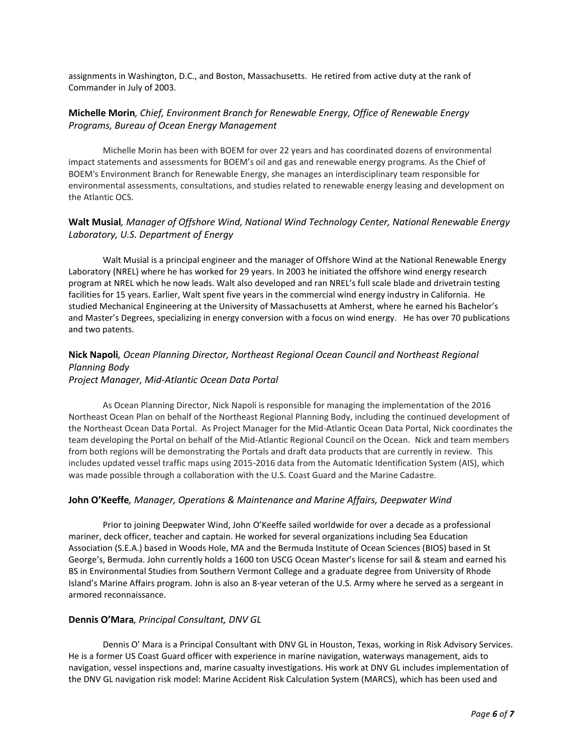assignments in Washington, D.C., and Boston, Massachusetts. He retired from active duty at the rank of Commander in July of 2003.

**Michelle Morin***, Chief, Environment Branch for Renewable Energy, Office of Renewable Energy Programs, Bureau of Ocean Energy Management*

Michelle Morin has been with BOEM for over 22 years and has coordinated dozens of environmental impact statements and assessments for BOEM's oil and gas and renewable energy programs. As the Chief of BOEM's Environment Branch for Renewable Energy, she manages an interdisciplinary team responsible for environmental assessments, consultations, and studies related to renewable energy leasing and development on the Atlantic OCS.

**Walt Musial***, Manager of Offshore Wind, National Wind Technology Center, National Renewable Energy Laboratory, U.S. Department of Energy*

Walt Musial is a principal engineer and the manager of Offshore Wind at the National Renewable Energy Laboratory (NREL) where he has worked for 29 years. In 2003 he initiated the offshore wind energy research program at NREL which he now leads. Walt also developed and ran NREL's full scale blade and drivetrain testing facilities for 15 years. Earlier, Walt spent five years in the commercial wind energy industry in California. He studied Mechanical Engineering at the University of Massachusetts at Amherst, where he earned his Bachelor's and Master's Degrees, specializing in energy conversion with a focus on wind energy. He has over 70 publications and two patents.

**Nick Napoli***, Ocean Planning Director, Northeast Regional Ocean Council and Northeast Regional Planning Body*
*Project Manager, Mid-Atlantic Ocean Data Portal*

As Ocean Planning Director, Nick Napoli is responsible for managing the implementation of the 2016 Northeast Ocean Plan on behalf of the Northeast Regional Planning Body, including the continued development of the Northeast Ocean Data Portal. As Project Manager for the Mid-Atlantic Ocean Data Portal, Nick coordinates the team developing the Portal on behalf of the Mid-Atlantic Regional Council on the Ocean. Nick and team members from both regions will be demonstrating the Portals and draft data products that are currently in review. This includes updated vessel traffic maps using 2015-2016 data from the Automatic Identification System (AIS), which was made possible through a collaboration with the U.S. Coast Guard and the Marine Cadastre.

**John O'Keeffe***, Manager, Operations & Maintenance and Marine Affairs, Deepwater Wind*

Prior to joining Deepwater Wind, John O'Keeffe sailed worldwide for over a decade as a professional mariner, deck officer, teacher and captain. He worked for several organizations including Sea Education Association (S.E.A.) based in Woods Hole, MA and the Bermuda Institute of Ocean Sciences (BIOS) based in St George's, Bermuda. John currently holds a 1600 ton USCG Ocean Master's license for sail & steam and earned his BS in Environmental Studies from Southern Vermont College and a graduate degree from University of Rhode Island's Marine Affairs program. John is also an 8-year veteran of the U.S. Army where he served as a sergeant in armored reconnaissance.

**Dennis O'Mara***, Principal Consultant, DNV GL*

Dennis O' Mara is a Principal Consultant with DNV GL in Houston, Texas, working in Risk Advisory Services. He is a former US Coast Guard officer with experience in marine navigation, waterways management, aids to navigation, vessel inspections and, marine casualty investigations. His work at DNV GL includes implementation of the DNV GL navigation risk model: Marine Accident Risk Calculation System (MARCS), which has been used and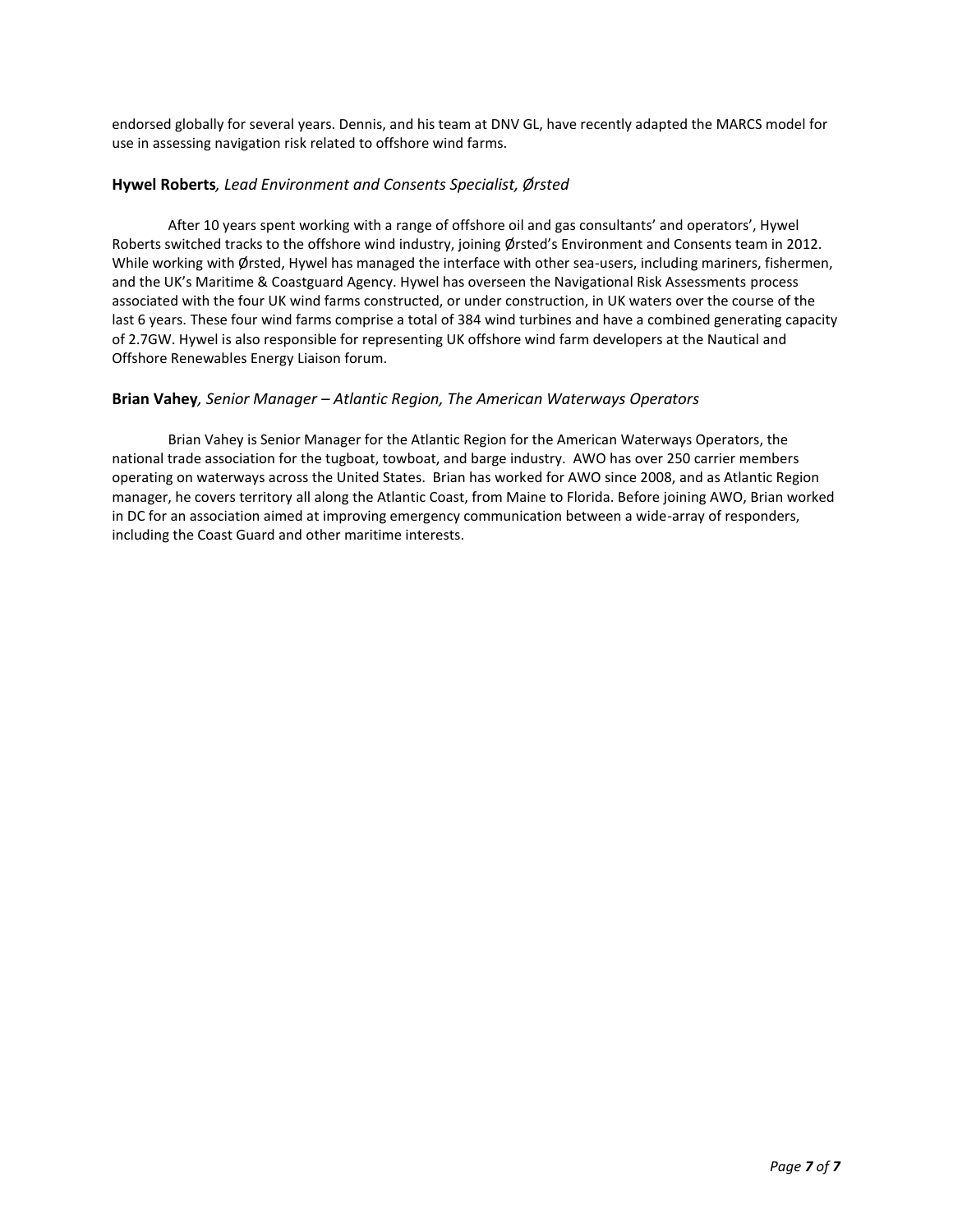endorsed globally for several years. Dennis, and his team at DNV GL, have recently adapted the MARCS model for use in assessing navigation risk related to offshore wind farms.

**Hywel Roberts***, Lead Environment and Consents Specialist, Ørsted*

After 10 years spent working with a range of offshore oil and gas consultants' and operators', Hywel Roberts switched tracks to the offshore wind industry, joining Ørsted's Environment and Consents team in 2012. While working with Ørsted, Hywel has managed the interface with other sea-users, including mariners, fishermen, and the UK's Maritime & Coastguard Agency. Hywel has overseen the Navigational Risk Assessments process associated with the four UK wind farms constructed, or under construction, in UK waters over the course of the last 6 years. These four wind farms comprise a total of 384 wind turbines and have a combined generating capacity of 2.7GW. Hywel is also responsible for representing UK offshore wind farm developers at the Nautical and Offshore Renewables Energy Liaison forum.

**Brian Vahey***, Senior Manager – Atlantic Region, The American Waterways Operators*

Brian Vahey is Senior Manager for the Atlantic Region for the American Waterways Operators, the national trade association for the tugboat, towboat, and barge industry. AWO has over 250 carrier members operating on waterways across the United States. Brian has worked for AWO since 2008, and as Atlantic Region manager, he covers territory all along the Atlantic Coast, from Maine to Florida. Before joining AWO, Brian worked in DC for an association aimed at improving emergency communication between a wide-array of responders, including the Coast Guard and other maritime interests.